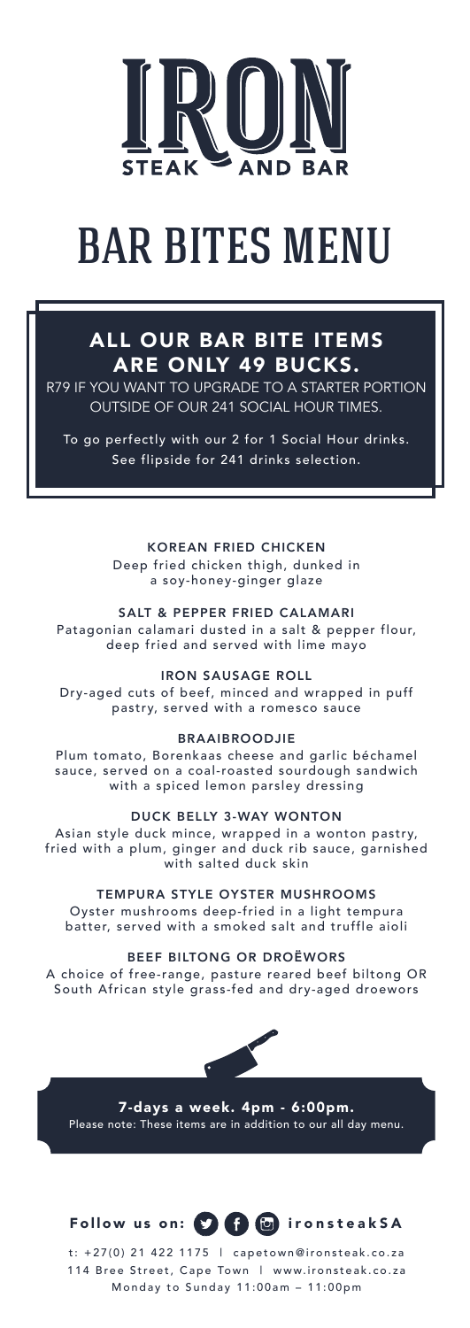# IRON STEAK AND BAR

# BAR BITES MENU

## ALL OUR BAR BITE ITEMS ARE ONLY 49 BUCKS.

R79 IF YOU WANT TO UPGRADE TO A STARTER PORTION OUTSIDE OF OUR 241 SOCIAL HOUR TIMES.

To go perfectly with our 2 for 1 Social Hour drinks. See flipside for 241 drinks selection.

### KOREAN FRIED CHICKEN

Deep fried chicken thigh, dunked in a soy-honey-ginger glaze

### SALT & PEPPER FRIED CALAMARI

Patagonian calamari dusted in a salt & pepper flour, deep fried and served with lime mayo

### IRON SAUSAGE ROLL

Dry-aged cuts of beef, minced and wrapped in puff pastry, served with a romesco sauce

### BRAAIBROODJIE

Plum tomato, Borenkaas cheese and garlic béchamel sauce, served on a coal-roasted sourdough sandwich with a spiced lemon parsley dressing

### DUCK BELLY 3-WAY WONTON

Asian style duck mince, wrapped in a wonton pastry, fried with a plum, ginger and duck rib sauce, garnished with salted duck skin

### TEMPURA STYLE OYSTER MUSHROOMS

Oyster mushrooms deep-fried in a light tempura batter, served with a smoked salt and truffle aioli

### BEEF BILTONG OR DROËWORS

A choice of free-range, pasture reared beef biltong OR South African style grass-fed and dry-aged droewors

**7-days a week. 4pm - 6:00pm.**

Please note: These items are in addition to our all day menu.

**Follow us on:** ironsteakSA

t: +27(0) 21 422 1175 | capetown@ironsteak.co.za

114 Bree Street, Cape Town | www.ironsteak.co.za

Monday to Sunday 11:00am – 11:00pm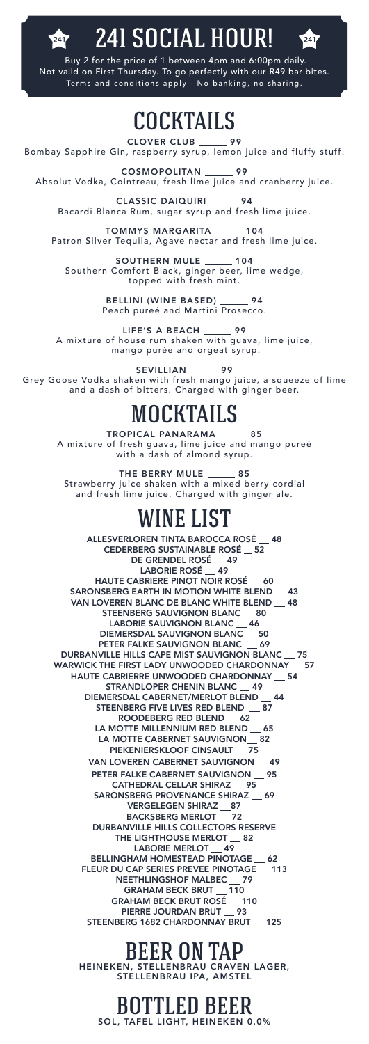# 241 SOCIAL HOUR!

Buy 2 for the price of 1 between 4pm and 6:00pm daily.
Not valid on First Thursday. To go perfectly with our R49 bar bites.
Terms and conditions apply - No banking, no sharing.

# COCKTAILS

**CLOVER CLUB _____ 99**
Bombay Sapphire Gin, raspberry syrup, lemon juice and fluffy stuff.

**COSMOPOLITAN _____ 99**
Absolut Vodka, Cointreau, fresh lime juice and cranberry juice.

**CLASSIC DAIQUIRI _____ 94**
Bacardi Blanca Rum, sugar syrup and fresh lime juice.

**TOMMYS MARGARITA _____ 104**
Patron Silver Tequila, Agave nectar and fresh lime juice.

**SOUTHERN MULE _____ 104**
Southern Comfort Black, ginger beer, lime wedge, topped with fresh mint.

**BELLINI (WINE BASED) _____ 94**
Peach pureé and Martini Prosecco.

**LIFE'S A BEACH _____ 99**
A mixture of house rum shaken with guava, lime juice, mango purée and orgeat syrup.

**SEVILLIAN _____ 99**
Grey Goose Vodka shaken with fresh mango juice, a squeeze of lime and a dash of bitters. Charged with ginger beer.

# MOCKTAILS

**TROPICAL PANARAMA _____ 85**
A mixture of fresh guava, lime juice and mango pureé with a dash of almond syrup.

**THE BERRY MULE _____ 85**
Strawberry juice shaken with a mixed berry cordial and fresh lime juice. Charged with ginger ale.

# WINE LIST

ALLESVERLOREN TINTA BAROCCA ROSÉ __ 48
CEDERBERG SUSTAINABLE ROSÉ __ 52
DE GRENDEL ROSÉ __ 49
LABORIE ROSÉ __ 49
HAUTE CABRIERE PINOT NOIR ROSÉ __ 60
SARONSBERG EARTH IN MOTION WHITE BLEND __ 43
VAN LOVEREN BLANC DE BLANC WHITE BLEND __ 48
STEENBERG SAUVIGNON BLANC __ 80
LABORIE SAUVIGNON BLANC __ 46
DIEMERSDAL SAUVIGNON BLANC __ 50
PETER FALKE SAUVIGNON BLANC __ 69
DURBANVILLE HILLS CAPE MIST SAUVIGNON BLANC __ 75
WARWICK THE FIRST LADY UNWOODED CHARDONNAY __ 57
HAUTE CABRIERRE UNWOODED CHARDONNAY __ 54
STRANDLOPER CHENIN BLANC __ 49
DIEMERSDAL CABERNET/MERLOT BLEND __ 44
STEENBERG FIVE LIVES RED BLEND __ 87
ROODEBERG RED BLEND __ 62
LA MOTTE MILLENNIUM RED BLEND __ 65
LA MOTTE CABERNET SAUVIGNON __ 82
PIEKENIERSKLOOF CINSAULT __ 75
VAN LOVEREN CABERNET SAUVIGNON __ 49
PETER FALKE CABERNET SAUVIGNON __ 95
CATHEDRAL CELLAR SHIRAZ __ 95
SARONSBERG PROVENANCE SHIRAZ __ 69
VERGELEGEN SHIRAZ __ 87
BACKSBERG MERLOT __ 72
DURBANVILLE HILLS COLLECTORS RESERVE
THE LIGHTHOUSE MERLOT __ 82
LABORIE MERLOT __ 49
BELLINGHAM HOMESTEAD PINOTAGE __ 62
FLEUR DU CAP SERIES PREVEE PINOTAGE __ 113
NEETHLINGSHOF MALBEC __ 79
GRAHAM BECK BRUT __ 110
GRAHAM BECK BRUT ROSÉ __ 110
PIERRE JOURDAN BRUT __ 93
STEENBERG 1682 CHARDONNAY BRUT __ 125

# BEER ON TAP

HEINEKEN, STELLENBRAU CRAVEN LAGER, STELLENBRAU IPA, AMSTEL

# BOTTLED BEER

SOL, TAFEL LIGHT, HEINEKEN 0.0%